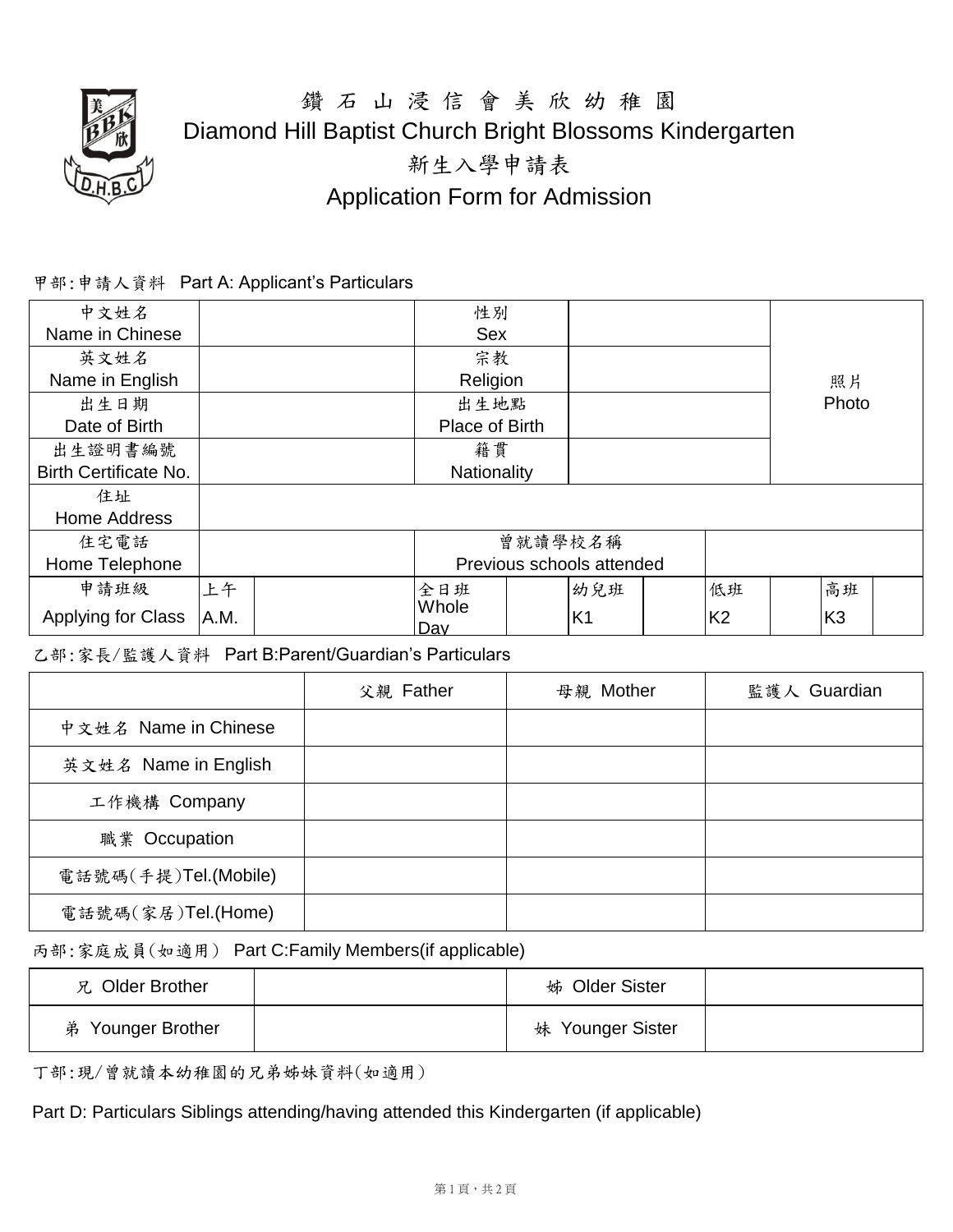# 鑽 石 山 浸 信 會 美 欣 幼 稚 園
# Diamond Hill Baptist Church Bright Blossoms Kindergarten
## 新生入學申請表
## Application Form for Admission

甲部:申請人資料 Part A: Applicant's Particulars

| 中文姓名 Name in Chinese | | 性別 Sex | | 照片 Photo |
|---|---|---|---|---|
| 英文姓名 Name in English | | 宗教 Religion | | |
| 出生日期 Date of Birth | | 出生地點 Place of Birth | | |
| 出生證明書編號 Birth Certificate No. | | 籍貫 Nationality | | |
| 住址 Home Address | | | | |
| 住宅電話 Home Telephone | | 曾就讀學校名稱 Previous schools attended | | |

| 申請班級 Applying for Class | 上午 A.M. | | 全日班 Whole Day | | 幼兒班 K1 | | 低班 K2 | | 高班 K3 | |
|---|---|---|---|---|---|---|---|---|---|---|

乙部:家長/監護人資料 Part B:Parent/Guardian's Particulars

| | 父親 Father | 母親 Mother | 監護人 Guardian |
|---|---|---|---|
| 中文姓名 Name in Chinese | | | |
| 英文姓名 Name in English | | | |
| 工作機構 Company | | | |
| 職業 Occupation | | | |
| 電話號碼(手提)Tel.(Mobile) | | | |
| 電話號碼(家居)Tel.(Home) | | | |

丙部:家庭成員(如適用) Part C:Family Members(if applicable)

| 兄 Older Brother | | 姊 Older Sister | |
|---|---|---|---|
| 弟 Younger Brother | | 妹 Younger Sister | |

丁部:現/曾就讀本幼稚園的兄弟姊妹資料(如適用)

Part D: Particulars Siblings attending/having attended this Kindergarten (if applicable)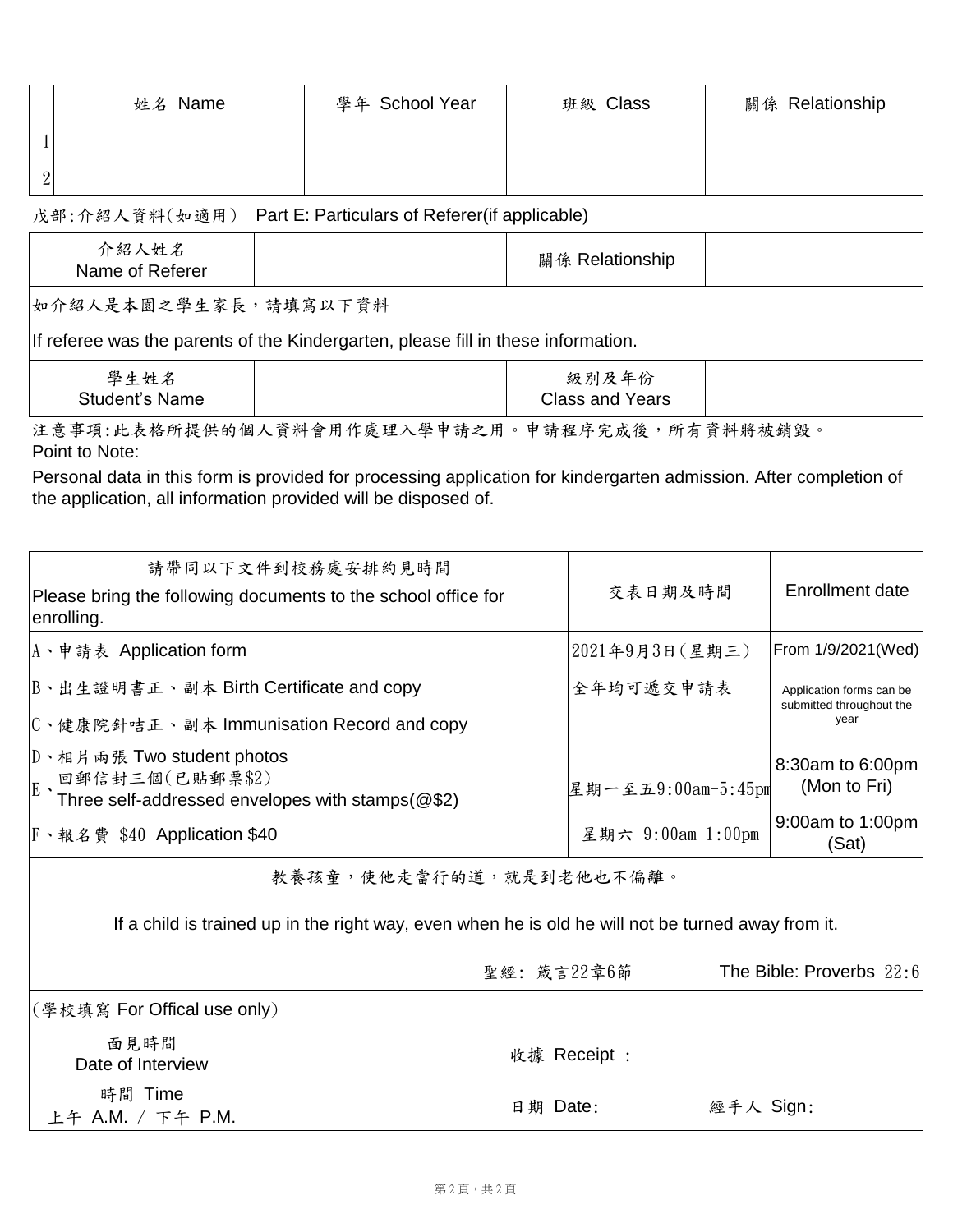| | 姓名 Name | 學年 School Year | 班級 Class | 關係 Relationship |
|---|---|---|---|---|
| 1 | | | | |
| 2 | | | | |

戊部:介紹人資料(如適用) Part E: Particulars of Referer(if applicable)

| 介紹人姓名 Name of Referer | | 關係 Relationship | |
|---|---|---|---|
| 如介紹人是本園之學生家長，請填寫以下資料 If referee was the parents of the Kindergarten, please fill in these information. | | | |
| 學生姓名 Student's Name | | 級別及年份 Class and Years | |

注意事項:此表格所提供的個人資料會用作處理入學申請之用。申請程序完成後，所有資料將被銷毀。

Point to Note:

Personal data in this form is provided for processing application for kindergarten admission. After completion of the application, all information provided will be disposed of.

| 請帶同以下文件到校務處安排約見時間 Please bring the following documents to the school office for enrolling. | 交表日期及時間 | Enrollment date |
|---|---|---|
| A、申請表 Application form | 2021年9月3日(星期三) | From 1/9/2021(Wed) |
| B、出生證明書正、副本 Birth Certificate and copy | 全年均可遞交申請表 | Application forms can be submitted throughout the year |
| C、健康院針咭正、副本 Immunisation Record and copy | | |
| D、相片兩張 Two student photos<br>E、回郵信封三個(已貼郵票$2) Three self-addressed envelopes with stamps(@$2) | 星期一至五9:00am-5:45pm | 8:30am to 6:00pm (Mon to Fri) |
| F、報名費 $40 Application $40 | 星期六 9:00am-1:00pm | 9:00am to 1:00pm (Sat) |

教養孩童，使他走當行的道，就是到老他也不偏離。

If a child is trained up in the right way, even when he is old he will not be turned away from it.

聖經: 箴言22章6節 The Bible: Proverbs 22:6

(學校填寫 For Offical use only)

| | | |
|---|---|---|
| 面見時間 Date of Interview | 收據 Receipt : | |
| 時間 Time 上午 A.M. / 下午 P.M. | 日期 Date: | 經手人 Sign: |